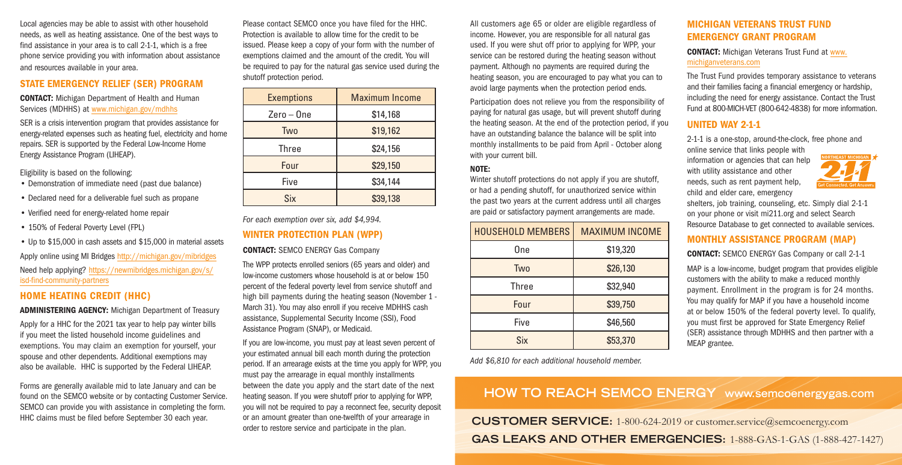Local agencies may be able to assist with other household needs, as well as heating assistance. One of the best ways to find assistance in your area is to call 2-1-1, which is a free phone service providing you with information about assistance and resources available in your area.

## STATE EMERGENCY RELIEF (SER) PROGRAM

**CONTACT:** Michigan Department of Health and Human Services (MDHHS) at www.michigan.gov/mdhhs

SER is a crisis intervention program that provides assistance for energy-related expenses such as heating fuel, electricity and home repairs. SER is supported by the Federal Low-Income Home Energy Assistance Program (LIHEAP).

Eligibility is based on the following:

- Demonstration of immediate need (past due balance)
- Declared need for a deliverable fuel such as propane
- Verified need for energy-related home repair
- 150% of Federal Poverty Level (FPL)
- Up to $15,000 in cash assets and $15,000 in material assets

Apply online using MI Bridges http://michigan.gov/mibridges

Need help applying? https://newmibridges.michigan.gov/s/isd-find-community-partners

## HOME HEATING CREDIT (HHC)

**ADMINISTERING AGENCY:** Michigan Department of Treasury

Apply for a HHC for the 2021 tax year to help pay winter bills if you meet the listed household income guidelines and exemptions. You may claim an exemption for yourself, your spouse and other dependents. Additional exemptions may also be available. HHC is supported by the Federal LIHEAP.

Forms are generally available mid to late January and can be found on the SEMCO website or by contacting Customer Service. SEMCO can provide you with assistance in completing the form. HHC claims must be filed before September 30 each year.

Please contact SEMCO once you have filed for the HHC. Protection is available to allow time for the credit to be issued. Please keep a copy of your form with the number of exemptions claimed and the amount of the credit. You will be required to pay for the natural gas service used during the shutoff protection period.

| Exemptions | Maximum Income |
|---|---|
| Zero – One | $14,168 |
| Two | $19,162 |
| Three | $24,156 |
| Four | $29,150 |
| Five | $34,144 |
| Six | $39,138 |

*For each exemption over six, add $4,994.*

## WINTER PROTECTION PLAN (WPP)

**CONTACT:** SEMCO ENERGY Gas Company

The WPP protects enrolled seniors (65 years and older) and low-income customers whose household is at or below 150 percent of the federal poverty level from service shutoff and high bill payments during the heating season (November 1 - March 31). You may also enroll if you receive MDHHS cash assistance, Supplemental Security Income (SSI), Food Assistance Program (SNAP), or Medicaid.

If you are low-income, you must pay at least seven percent of your estimated annual bill each month during the protection period. If an arrearage exists at the time you apply for WPP, you must pay the arrearage in equal monthly installments between the date you apply and the start date of the next heating season. If you were shutoff prior to applying for WPP, you will not be required to pay a reconnect fee, security deposit or an amount greater than one-twelfth of your arrearage in order to restore service and participate in the plan.

All customers age 65 or older are eligible regardless of income. However, you are responsible for all natural gas used. If you were shut off prior to applying for WPP, your service can be restored during the heating season without payment. Although no payments are required during the heating season, you are encouraged to pay what you can to avoid large payments when the protection period ends.

Participation does not relieve you from the responsibility of paying for natural gas usage, but will prevent shutoff during the heating season. At the end of the protection period, if you have an outstanding balance the balance will be split into monthly installments to be paid from April - October along with your current bill.

**NOTE:**

Winter shutoff protections do not apply if you are shutoff, or had a pending shutoff, for unauthorized service within the past two years at the current address until all charges are paid or satisfactory payment arrangements are made.

| HOUSEHOLD MEMBERS | MAXIMUM INCOME |
|---|---|
| One | $19,320 |
| Two | $26,130 |
| Three | $32,940 |
| Four | $39,750 |
| Five | $46,560 |
| Six | $53,370 |

*Add $6,810 for each additional household member.*

## MICHIGAN VETERANS TRUST FUND EMERGENCY GRANT PROGRAM

**CONTACT:** Michigan Veterans Trust Fund at www.michiganveterans.com

The Trust Fund provides temporary assistance to veterans and their families facing a financial emergency or hardship, including the need for energy assistance. Contact the Trust Fund at 800-MICH-VET (800-642-4838) for more information.

## UNITED WAY 2-1-1

2-1-1 is a one-stop, around-the-clock, free phone and online service that links people with information or agencies that can help with utility assistance and other needs, such as rent payment help, child and elder care, emergency shelters, job training, counseling, etc. Simply dial 2-1-1 on your phone or visit mi211.org and select Search Resource Database to get connected to available services.

## MONTHLY ASSISTANCE PROGRAM (MAP)

**CONTACT:** SEMCO ENERGY Gas Company or call 2-1-1

MAP is a low-income, budget program that provides eligible customers with the ability to make a reduced monthly payment. Enrollment in the program is for 24 months. You may qualify for MAP if you have a household income at or below 150% of the federal poverty level. To qualify, you must first be approved for State Emergency Relief (SER) assistance through MDHHS and then partner with a MEAP grantee.

## HOW TO REACH SEMCO ENERGY www.semcoenergygas.com

**CUSTOMER SERVICE:** 1-800-624-2019 or customer.service@semcoenergy.com

**GAS LEAKS AND OTHER EMERGENCIES:** 1-888-GAS-1-GAS (1-888-427-1427)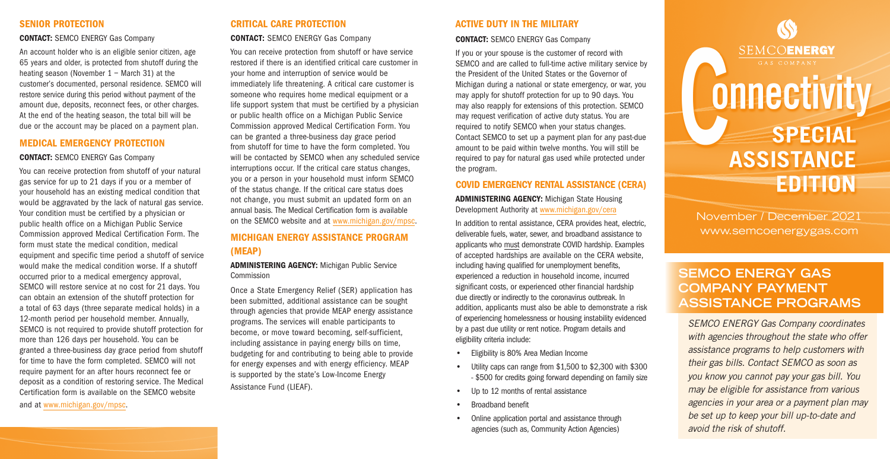## SENIOR PROTECTION

**CONTACT:** SEMCO ENERGY Gas Company

An account holder who is an eligible senior citizen, age 65 years and older, is protected from shutoff during the heating season (November 1 – March 31) at the customer's documented, personal residence. SEMCO will restore service during this period without payment of the amount due, deposits, reconnect fees, or other charges. At the end of the heating season, the total bill will be due or the account may be placed on a payment plan.

## MEDICAL EMERGENCY PROTECTION

**CONTACT:** SEMCO ENERGY Gas Company

You can receive protection from shutoff of your natural gas service for up to 21 days if you or a member of your household has an existing medical condition that would be aggravated by the lack of natural gas service. Your condition must be certified by a physician or public health office on a Michigan Public Service Commission approved Medical Certification Form. The form must state the medical condition, medical equipment and specific time period a shutoff of service would make the medical condition worse. If a shutoff occurred prior to a medical emergency approval, SEMCO will restore service at no cost for 21 days. You can obtain an extension of the shutoff protection for a total of 63 days (three separate medical holds) in a 12-month period per household member. Annually, SEMCO is not required to provide shutoff protection for more than 126 days per household. You can be granted a three-business day grace period from shutoff for time to have the form completed. SEMCO will not require payment for an after hours reconnect fee or deposit as a condition of restoring service. The Medical Certification form is available on the SEMCO website and at www.michigan.gov/mpsc.

## CRITICAL CARE PROTECTION

**CONTACT:** SEMCO ENERGY Gas Company

You can receive protection from shutoff or have service restored if there is an identified critical care customer in your home and interruption of service would be immediately life threatening. A critical care customer is someone who requires home medical equipment or a life support system that must be certified by a physician or public health office on a Michigan Public Service Commission approved Medical Certification Form. You can be granted a three-business day grace period from shutoff for time to have the form completed. You will be contacted by SEMCO when any scheduled service interruptions occur. If the critical care status changes, you or a person in your household must inform SEMCO of the status change. If the critical care status does not change, you must submit an updated form on an annual basis. The Medical Certification form is available on the SEMCO website and at www.michigan.gov/mpsc.

## MICHIGAN ENERGY ASSISTANCE PROGRAM (MEAP)

**ADMINISTERING AGENCY:** Michigan Public Service Commission

Once a State Emergency Relief (SER) application has been submitted, additional assistance can be sought through agencies that provide MEAP energy assistance programs. The services will enable participants to become, or move toward becoming, self-sufficient, including assistance in paying energy bills on time, budgeting for and contributing to being able to provide for energy expenses and with energy efficiency. MEAP is supported by the state's Low-Income Energy Assistance Fund (LIEAF).

## ACTIVE DUTY IN THE MILITARY

**CONTACT:** SEMCO ENERGY Gas Company

If you or your spouse is the customer of record with SEMCO and are called to full-time active military service by the President of the United States or the Governor of Michigan during a national or state emergency, or war, you may apply for shutoff protection for up to 90 days. You may also reapply for extensions of this protection. SEMCO may request verification of active duty status. You are required to notify SEMCO when your status changes. Contact SEMCO to set up a payment plan for any past-due amount to be paid within twelve months. You will still be required to pay for natural gas used while protected under the program.

## COVID EMERGENCY RENTAL ASSISTANCE (CERA)

**ADMINISTERING AGENCY:** Michigan State Housing Development Authority at www.michigan.gov/cera

In addition to rental assistance, CERA provides heat, electric, deliverable fuels, water, sewer, and broadband assistance to applicants who must demonstrate COVID hardship. Examples of accepted hardships are available on the CERA website, including having qualified for unemployment benefits, experienced a reduction in household income, incurred significant costs, or experienced other financial hardship due directly or indirectly to the coronavirus outbreak. In addition, applicants must also be able to demonstrate a risk of experiencing homelessness or housing instability evidenced by a past due utility or rent notice. Program details and eligibility criteria include:

- Eligibility is 80% Area Median Income
- Utility caps can range from $1,500 to $2,300 with $300 - $500 for credits going forward depending on family size
- Up to 12 months of rental assistance
- Broadband benefit
- Online application portal and assistance through agencies (such as, Community Action Agencies)

SEMCO ENERGY GAS COMPANY

# Connectivity SPECIAL ASSISTANCE EDITION

November / December 2021
www.semcoenergygas.com

## SEMCO ENERGY GAS COMPANY PAYMENT ASSISTANCE PROGRAMS

*SEMCO ENERGY Gas Company coordinates with agencies throughout the state who offer assistance programs to help customers with their gas bills. Contact SEMCO as soon as you know you cannot pay your gas bill. You may be eligible for assistance from various agencies in your area or a payment plan may be set up to keep your bill up-to-date and avoid the risk of shutoff.*